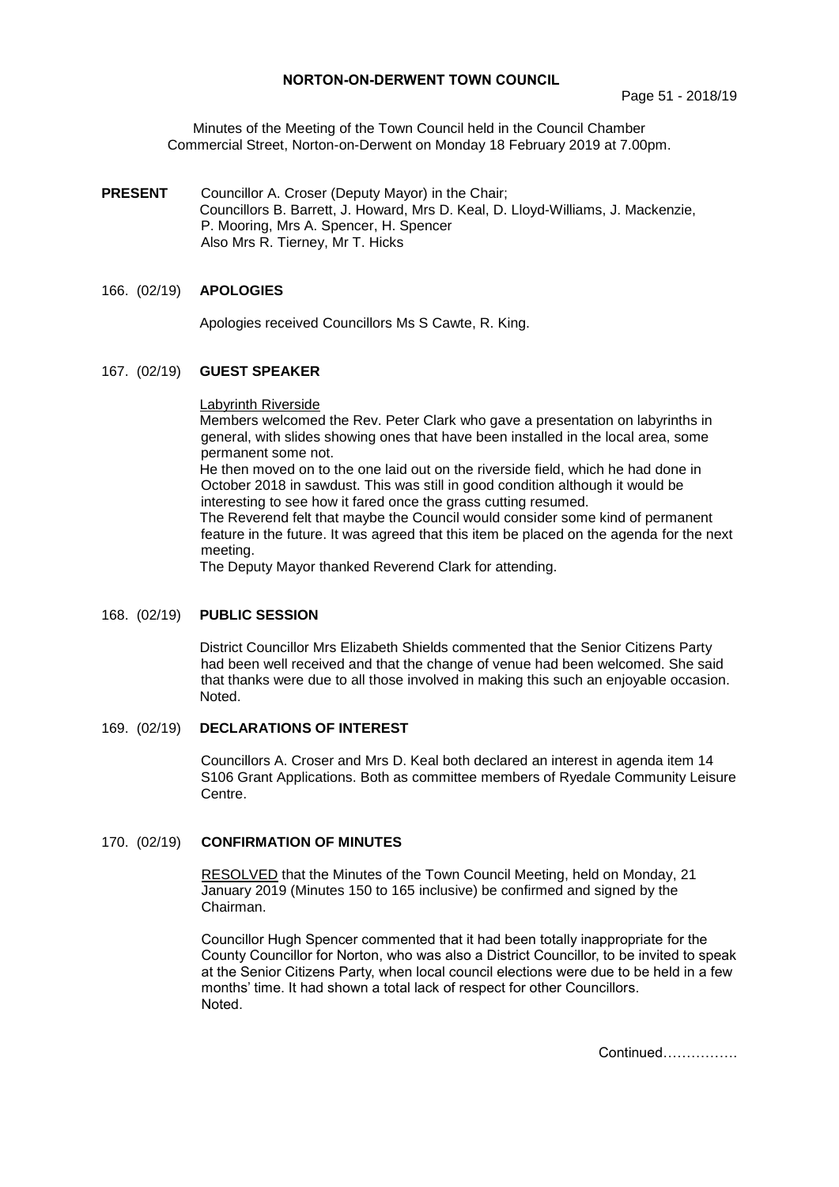# NORTON-ON-DERWENT TOWN COUNCIL

Minutes of the Meeting of the Town Council held in the Council Chamber Commercial Street, Norton-on-Derwent on Monday 18 February 2019 at 7.00pm.

**PRESENT** Councillor A. Croser (Deputy Mayor) in the Chair;
Councillors B. Barrett, J. Howard, Mrs D. Keal, D. Lloyd-Williams, J. Mackenzie, P. Mooring, Mrs A. Spencer, H. Spencer
Also Mrs R. Tierney, Mr T. Hicks

## 166. (02/19) APOLOGIES

Apologies received Councillors Ms S Cawte, R. King.

## 167. (02/19) GUEST SPEAKER

Labyrinth Riverside

Members welcomed the Rev. Peter Clark who gave a presentation on labyrinths in general, with slides showing ones that have been installed in the local area, some permanent some not.

He then moved on to the one laid out on the riverside field, which he had done in October 2018 in sawdust. This was still in good condition although it would be interesting to see how it fared once the grass cutting resumed.

The Reverend felt that maybe the Council would consider some kind of permanent feature in the future. It was agreed that this item be placed on the agenda for the next meeting.

The Deputy Mayor thanked Reverend Clark for attending.

## 168. (02/19) PUBLIC SESSION

District Councillor Mrs Elizabeth Shields commented that the Senior Citizens Party had been well received and that the change of venue had been welcomed. She said that thanks were due to all those involved in making this such an enjoyable occasion. Noted.

## 169. (02/19) DECLARATIONS OF INTEREST

Councillors A. Croser and Mrs D. Keal both declared an interest in agenda item 14 S106 Grant Applications. Both as committee members of Ryedale Community Leisure Centre.

## 170. (02/19) CONFIRMATION OF MINUTES

RESOLVED that the Minutes of the Town Council Meeting, held on Monday, 21 January 2019 (Minutes 150 to 165 inclusive) be confirmed and signed by the Chairman.

Councillor Hugh Spencer commented that it had been totally inappropriate for the County Councillor for Norton, who was also a District Councillor, to be invited to speak at the Senior Citizens Party, when local council elections were due to be held in a few months' time. It had shown a total lack of respect for other Councillors.
Noted.

Continued…………….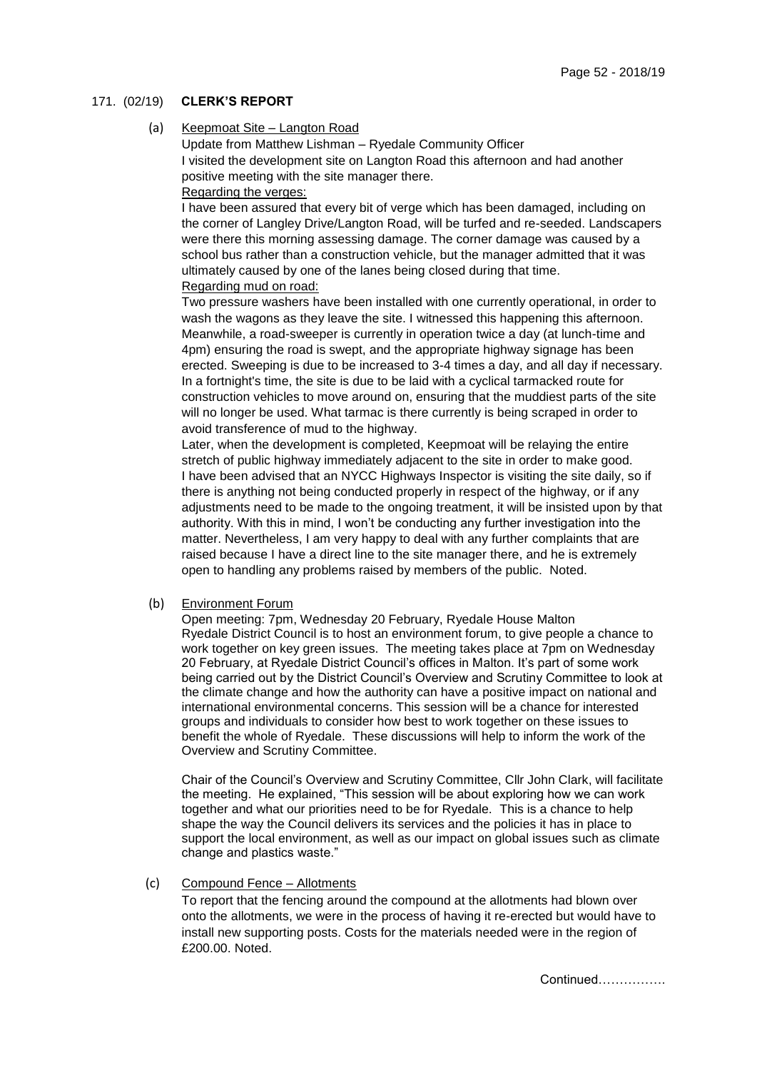## 171. (02/19) **CLERK'S REPORT**

(a) Keepmoat Site – Langton Road

Update from Matthew Lishman – Ryedale Community Officer

I visited the development site on Langton Road this afternoon and had another positive meeting with the site manager there.

Regarding the verges:

I have been assured that every bit of verge which has been damaged, including on the corner of Langley Drive/Langton Road, will be turfed and re-seeded. Landscapers were there this morning assessing damage. The corner damage was caused by a school bus rather than a construction vehicle, but the manager admitted that it was ultimately caused by one of the lanes being closed during that time.

Regarding mud on road:

Two pressure washers have been installed with one currently operational, in order to wash the wagons as they leave the site. I witnessed this happening this afternoon. Meanwhile, a road-sweeper is currently in operation twice a day (at lunch-time and 4pm) ensuring the road is swept, and the appropriate highway signage has been erected. Sweeping is due to be increased to 3-4 times a day, and all day if necessary. In a fortnight's time, the site is due to be laid with a cyclical tarmacked route for construction vehicles to move around on, ensuring that the muddiest parts of the site will no longer be used. What tarmac is there currently is being scraped in order to avoid transference of mud to the highway.

Later, when the development is completed, Keepmoat will be relaying the entire stretch of public highway immediately adjacent to the site in order to make good.

I have been advised that an NYCC Highways Inspector is visiting the site daily, so if there is anything not being conducted properly in respect of the highway, or if any adjustments need to be made to the ongoing treatment, it will be insisted upon by that authority. With this in mind, I won't be conducting any further investigation into the matter. Nevertheless, I am very happy to deal with any further complaints that are raised because I have a direct line to the site manager there, and he is extremely open to handling any problems raised by members of the public. Noted.

(b) Environment Forum

Open meeting: 7pm, Wednesday 20 February, Ryedale House Malton

Ryedale District Council is to host an environment forum, to give people a chance to work together on key green issues. The meeting takes place at 7pm on Wednesday 20 February, at Ryedale District Council's offices in Malton. It's part of some work being carried out by the District Council's Overview and Scrutiny Committee to look at the climate change and how the authority can have a positive impact on national and international environmental concerns. This session will be a chance for interested groups and individuals to consider how best to work together on these issues to benefit the whole of Ryedale. These discussions will help to inform the work of the Overview and Scrutiny Committee.

Chair of the Council's Overview and Scrutiny Committee, Cllr John Clark, will facilitate the meeting. He explained, "This session will be about exploring how we can work together and what our priorities need to be for Ryedale. This is a chance to help shape the way the Council delivers its services and the policies it has in place to support the local environment, as well as our impact on global issues such as climate change and plastics waste."

(c) Compound Fence – Allotments

To report that the fencing around the compound at the allotments had blown over onto the allotments, we were in the process of having it re-erected but would have to install new supporting posts. Costs for the materials needed were in the region of £200.00. Noted.

Continued…………….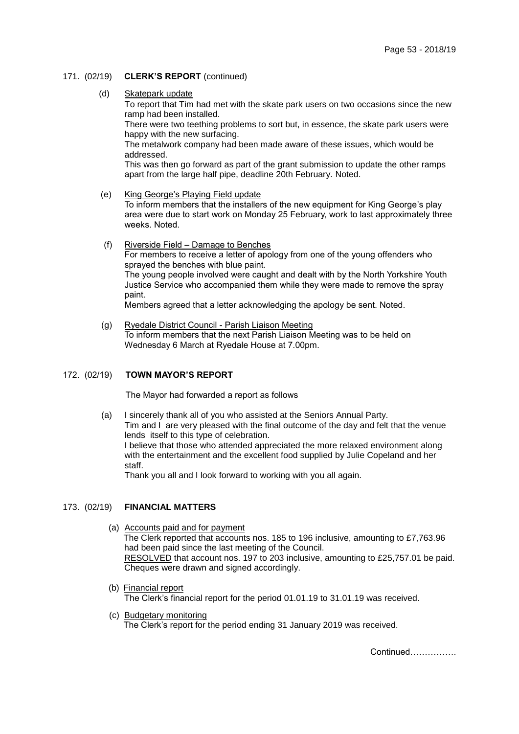171. (02/19) **CLERK'S REPORT** (continued)

(d) Skatepark update

To report that Tim had met with the skate park users on two occasions since the new ramp had been installed.

There were two teething problems to sort but, in essence, the skate park users were happy with the new surfacing.

The metalwork company had been made aware of these issues, which would be addressed.

This was then go forward as part of the grant submission to update the other ramps apart from the large half pipe, deadline 20th February. Noted.

(e) King George's Playing Field update

To inform members that the installers of the new equipment for King George's play area were due to start work on Monday 25 February, work to last approximately three weeks. Noted.

(f) Riverside Field – Damage to Benches

For members to receive a letter of apology from one of the young offenders who sprayed the benches with blue paint.

The young people involved were caught and dealt with by the North Yorkshire Youth Justice Service who accompanied them while they were made to remove the spray paint.

Members agreed that a letter acknowledging the apology be sent. Noted.

(g) Ryedale District Council - Parish Liaison Meeting

To inform members that the next Parish Liaison Meeting was to be held on Wednesday 6 March at Ryedale House at 7.00pm.

172. (02/19) **TOWN MAYOR'S REPORT**

The Mayor had forwarded a report as follows

(a) I sincerely thank all of you who assisted at the Seniors Annual Party.

Tim and I are very pleased with the final outcome of the day and felt that the venue lends itself to this type of celebration.

I believe that those who attended appreciated the more relaxed environment along with the entertainment and the excellent food supplied by Julie Copeland and her staff.

Thank you all and I look forward to working with you all again.

173. (02/19) **FINANCIAL MATTERS**

(a) Accounts paid and for payment

The Clerk reported that accounts nos. 185 to 196 inclusive, amounting to £7,763.96 had been paid since the last meeting of the Council.

RESOLVED that account nos. 197 to 203 inclusive, amounting to £25,757.01 be paid. Cheques were drawn and signed accordingly.

(b) Financial report

The Clerk's financial report for the period 01.01.19 to 31.01.19 was received.

(c) Budgetary monitoring

The Clerk's report for the period ending 31 January 2019 was received.

Continued…………….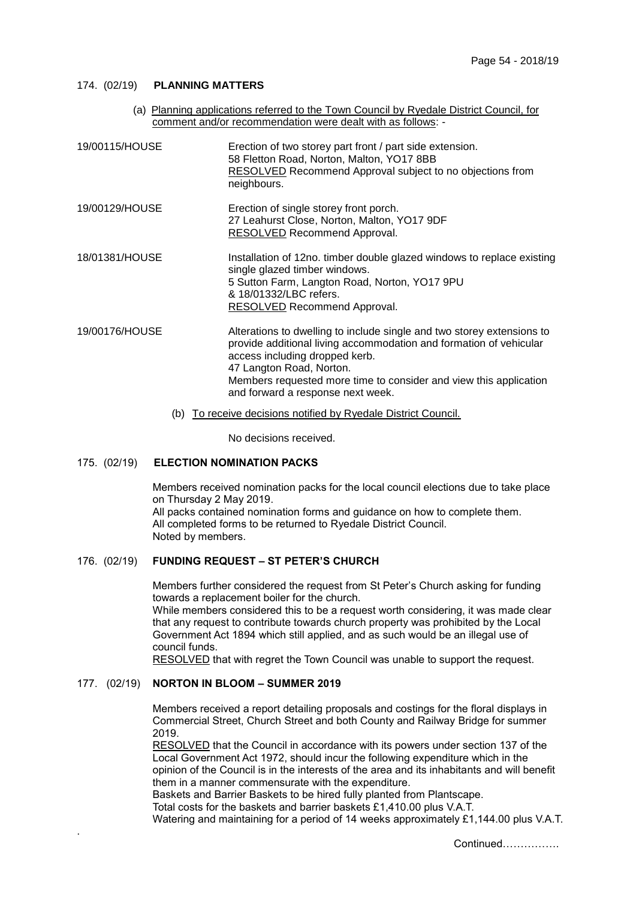174. (02/19) **PLANNING MATTERS**

(a) Planning applications referred to the Town Council by Ryedale District Council, for comment and/or recommendation were dealt with as follows: -

19/00115/HOUSE — Erection of two storey part front / part side extension.
58 Fletton Road, Norton, Malton, YO17 8BB
RESOLVED Recommend Approval subject to no objections from neighbours.

19/00129/HOUSE — Erection of single storey front porch.
27 Leahurst Close, Norton, Malton, YO17 9DF
RESOLVED Recommend Approval.

18/01381/HOUSE — Installation of 12no. timber double glazed windows to replace existing single glazed timber windows.
5 Sutton Farm, Langton Road, Norton, YO17 9PU
& 18/01332/LBC refers.
RESOLVED Recommend Approval.

19/00176/HOUSE — Alterations to dwelling to include single and two storey extensions to provide additional living accommodation and formation of vehicular access including dropped kerb.
47 Langton Road, Norton.
Members requested more time to consider and view this application and forward a response next week.

(b) To receive decisions notified by Ryedale District Council.

No decisions received.

175. (02/19) **ELECTION NOMINATION PACKS**

Members received nomination packs for the local council elections due to take place on Thursday 2 May 2019.
All packs contained nomination forms and guidance on how to complete them.
All completed forms to be returned to Ryedale District Council.
Noted by members.

176. (02/19) **FUNDING REQUEST – ST PETER'S CHURCH**

Members further considered the request from St Peter's Church asking for funding towards a replacement boiler for the church.
While members considered this to be a request worth considering, it was made clear that any request to contribute towards church property was prohibited by the Local Government Act 1894 which still applied, and as such would be an illegal use of council funds.
RESOLVED that with regret the Town Council was unable to support the request.

177. (02/19) **NORTON IN BLOOM – SUMMER 2019**

Members received a report detailing proposals and costings for the floral displays in Commercial Street, Church Street and both County and Railway Bridge for summer 2019.
RESOLVED that the Council in accordance with its powers under section 137 of the Local Government Act 1972, should incur the following expenditure which in the opinion of the Council is in the interests of the area and its inhabitants and will benefit them in a manner commensurate with the expenditure.
Baskets and Barrier Baskets to be hired fully planted from Plantscape.
Total costs for the baskets and barrier baskets £1,410.00 plus V.A.T.
Watering and maintaining for a period of 14 weeks approximately £1,144.00 plus V.A.T.

Continued…………….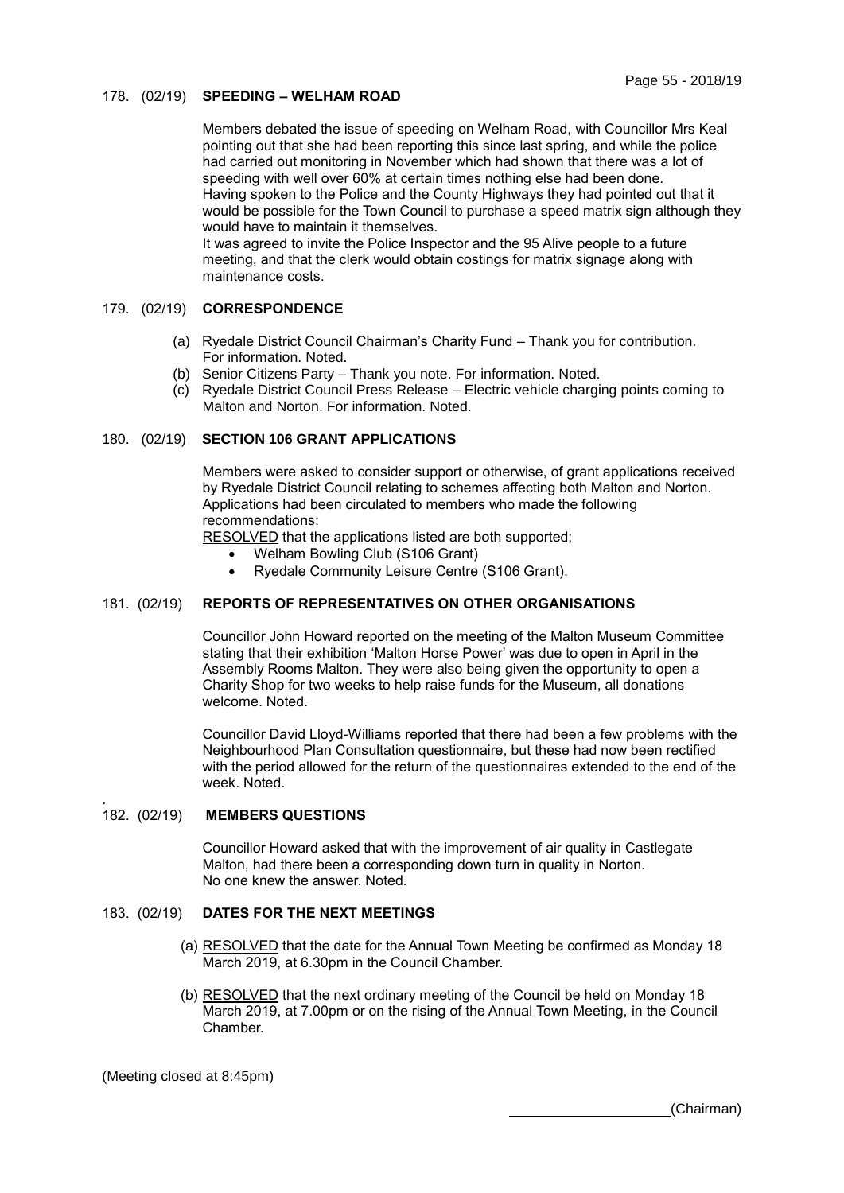178. (02/19) **SPEEDING – WELHAM ROAD**

Members debated the issue of speeding on Welham Road, with Councillor Mrs Keal pointing out that she had been reporting this since last spring, and while the police had carried out monitoring in November which had shown that there was a lot of speeding with well over 60% at certain times nothing else had been done.
Having spoken to the Police and the County Highways they had pointed out that it would be possible for the Town Council to purchase a speed matrix sign although they would have to maintain it themselves.
It was agreed to invite the Police Inspector and the 95 Alive people to a future meeting, and that the clerk would obtain costings for matrix signage along with maintenance costs.

179. (02/19) **CORRESPONDENCE**

(a) Ryedale District Council Chairman's Charity Fund – Thank you for contribution. For information. Noted.
(b) Senior Citizens Party – Thank you note. For information. Noted.
(c) Ryedale District Council Press Release – Electric vehicle charging points coming to Malton and Norton. For information. Noted.

180. (02/19) **SECTION 106 GRANT APPLICATIONS**

Members were asked to consider support or otherwise, of grant applications received by Ryedale District Council relating to schemes affecting both Malton and Norton. Applications had been circulated to members who made the following recommendations:
RESOLVED that the applications listed are both supported;

- Welham Bowling Club (S106 Grant)
- Ryedale Community Leisure Centre (S106 Grant).

181. (02/19) **REPORTS OF REPRESENTATIVES ON OTHER ORGANISATIONS**

Councillor John Howard reported on the meeting of the Malton Museum Committee stating that their exhibition 'Malton Horse Power' was due to open in April in the Assembly Rooms Malton. They were also being given the opportunity to open a Charity Shop for two weeks to help raise funds for the Museum, all donations welcome. Noted.

Councillor David Lloyd-Williams reported that there had been a few problems with the Neighbourhood Plan Consultation questionnaire, but these had now been rectified with the period allowed for the return of the questionnaires extended to the end of the week. Noted.

182. (02/19) **MEMBERS QUESTIONS**

Councillor Howard asked that with the improvement of air quality in Castlegate Malton, had there been a corresponding down turn in quality in Norton.
No one knew the answer. Noted.

183. (02/19) **DATES FOR THE NEXT MEETINGS**

(a) RESOLVED that the date for the Annual Town Meeting be confirmed as Monday 18 March 2019, at 6.30pm in the Council Chamber.

(b) RESOLVED that the next ordinary meeting of the Council be held on Monday 18 March 2019, at 7.00pm or on the rising of the Annual Town Meeting, in the Council Chamber.

(Meeting closed at 8:45pm)

____________________(Chairman)